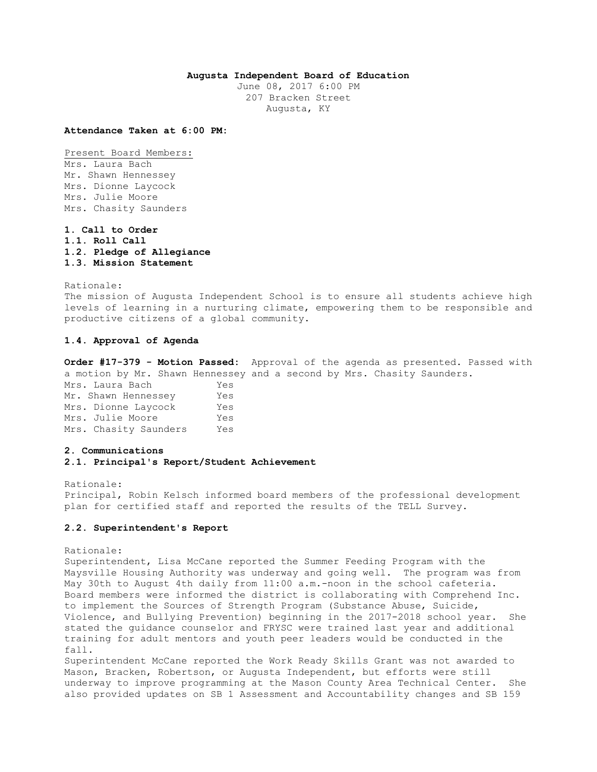**Augusta Independent Board of Education**
June 08, 2017 6:00 PM
207 Bracken Street
Augusta, KY

**Attendance Taken at 6:00 PM:**

Present Board Members:
Mrs. Laura Bach
Mr. Shawn Hennessey
Mrs. Dionne Laycock
Mrs. Julie Moore
Mrs. Chasity Saunders

**1. Call to Order**
**1.1. Roll Call**
**1.2. Pledge of Allegiance**
**1.3. Mission Statement**

Rationale:
The mission of Augusta Independent School is to ensure all students achieve high levels of learning in a nurturing climate, empowering them to be responsible and productive citizens of a global community.

**1.4. Approval of Agenda**

**Order #17-379 - Motion Passed:** Approval of the agenda as presented. Passed with a motion by Mr. Shawn Hennessey and a second by Mrs. Chasity Saunders.

| | |
|---|---|
| Mrs. Laura Bach | Yes |
| Mr. Shawn Hennessey | Yes |
| Mrs. Dionne Laycock | Yes |
| Mrs. Julie Moore | Yes |
| Mrs. Chasity Saunders | Yes |

**2. Communications**
**2.1. Principal's Report/Student Achievement**

Rationale:
Principal, Robin Kelsch informed board members of the professional development plan for certified staff and reported the results of the TELL Survey.

**2.2. Superintendent's Report**

Rationale:
Superintendent, Lisa McCane reported the Summer Feeding Program with the Maysville Housing Authority was underway and going well. The program was from May 30th to August 4th daily from 11:00 a.m.-noon in the school cafeteria. Board members were informed the district is collaborating with Comprehend Inc. to implement the Sources of Strength Program (Substance Abuse, Suicide, Violence, and Bullying Prevention) beginning in the 2017-2018 school year. She stated the guidance counselor and FRYSC were trained last year and additional training for adult mentors and youth peer leaders would be conducted in the fall.
Superintendent McCane reported the Work Ready Skills Grant was not awarded to Mason, Bracken, Robertson, or Augusta Independent, but efforts were still underway to improve programming at the Mason County Area Technical Center. She also provided updates on SB 1 Assessment and Accountability changes and SB 159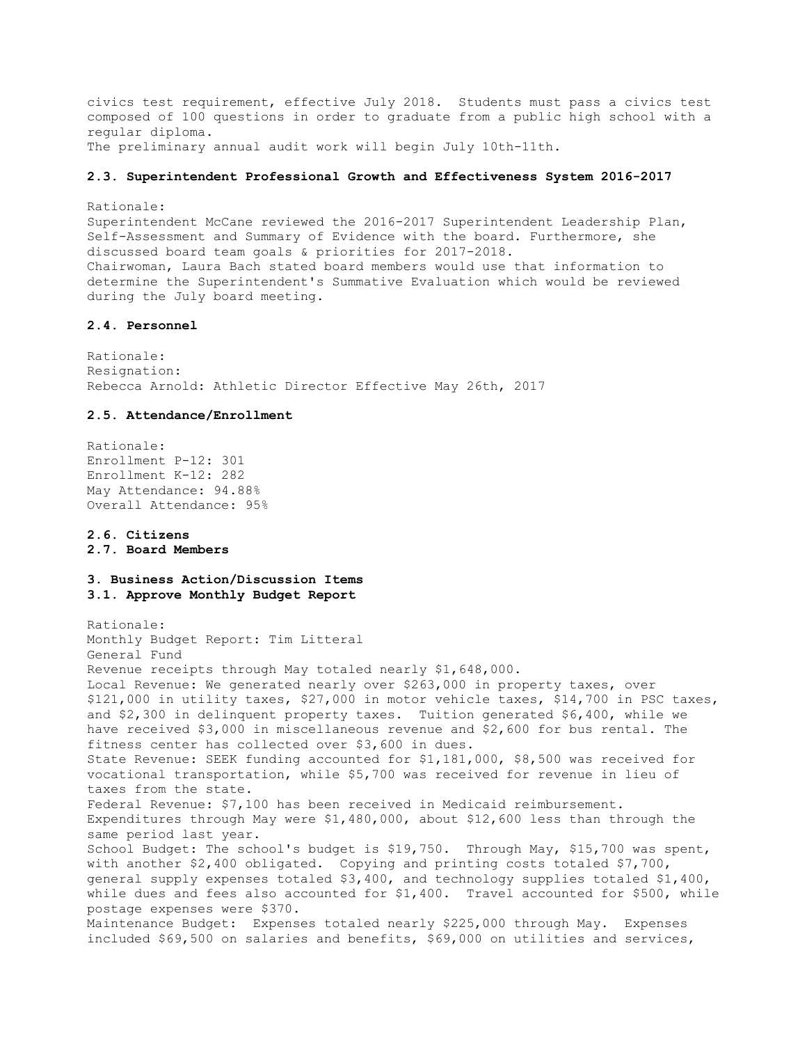civics test requirement, effective July 2018. Students must pass a civics test composed of 100 questions in order to graduate from a public high school with a regular diploma.
The preliminary annual audit work will begin July 10th-11th.

### 2.3. Superintendent Professional Growth and Effectiveness System 2016-2017

Rationale:
Superintendent McCane reviewed the 2016-2017 Superintendent Leadership Plan, Self-Assessment and Summary of Evidence with the board. Furthermore, she discussed board team goals & priorities for 2017-2018.
Chairwoman, Laura Bach stated board members would use that information to determine the Superintendent's Summative Evaluation which would be reviewed during the July board meeting.

### 2.4. Personnel

Rationale:
Resignation:
Rebecca Arnold: Athletic Director Effective May 26th, 2017

### 2.5. Attendance/Enrollment

Rationale:
Enrollment P-12: 301
Enrollment K-12: 282
May Attendance: 94.88%
Overall Attendance: 95%

### 2.6. Citizens

### 2.7. Board Members

## 3. Business Action/Discussion Items

### 3.1. Approve Monthly Budget Report

Rationale:
Monthly Budget Report: Tim Litteral
General Fund
Revenue receipts through May totaled nearly $1,648,000.
Local Revenue: We generated nearly over $263,000 in property taxes, over $121,000 in utility taxes, $27,000 in motor vehicle taxes, $14,700 in PSC taxes, and $2,300 in delinquent property taxes. Tuition generated $6,400, while we have received $3,000 in miscellaneous revenue and $2,600 for bus rental. The fitness center has collected over $3,600 in dues.
State Revenue: SEEK funding accounted for $1,181,000, $8,500 was received for vocational transportation, while $5,700 was received for revenue in lieu of taxes from the state.
Federal Revenue: $7,100 has been received in Medicaid reimbursement.
Expenditures through May were $1,480,000, about $12,600 less than through the same period last year.
School Budget: The school's budget is $19,750. Through May, $15,700 was spent, with another $2,400 obligated. Copying and printing costs totaled $7,700, general supply expenses totaled $3,400, and technology supplies totaled $1,400, while dues and fees also accounted for $1,400. Travel accounted for $500, while postage expenses were $370.
Maintenance Budget: Expenses totaled nearly $225,000 through May. Expenses included $69,500 on salaries and benefits, $69,000 on utilities and services,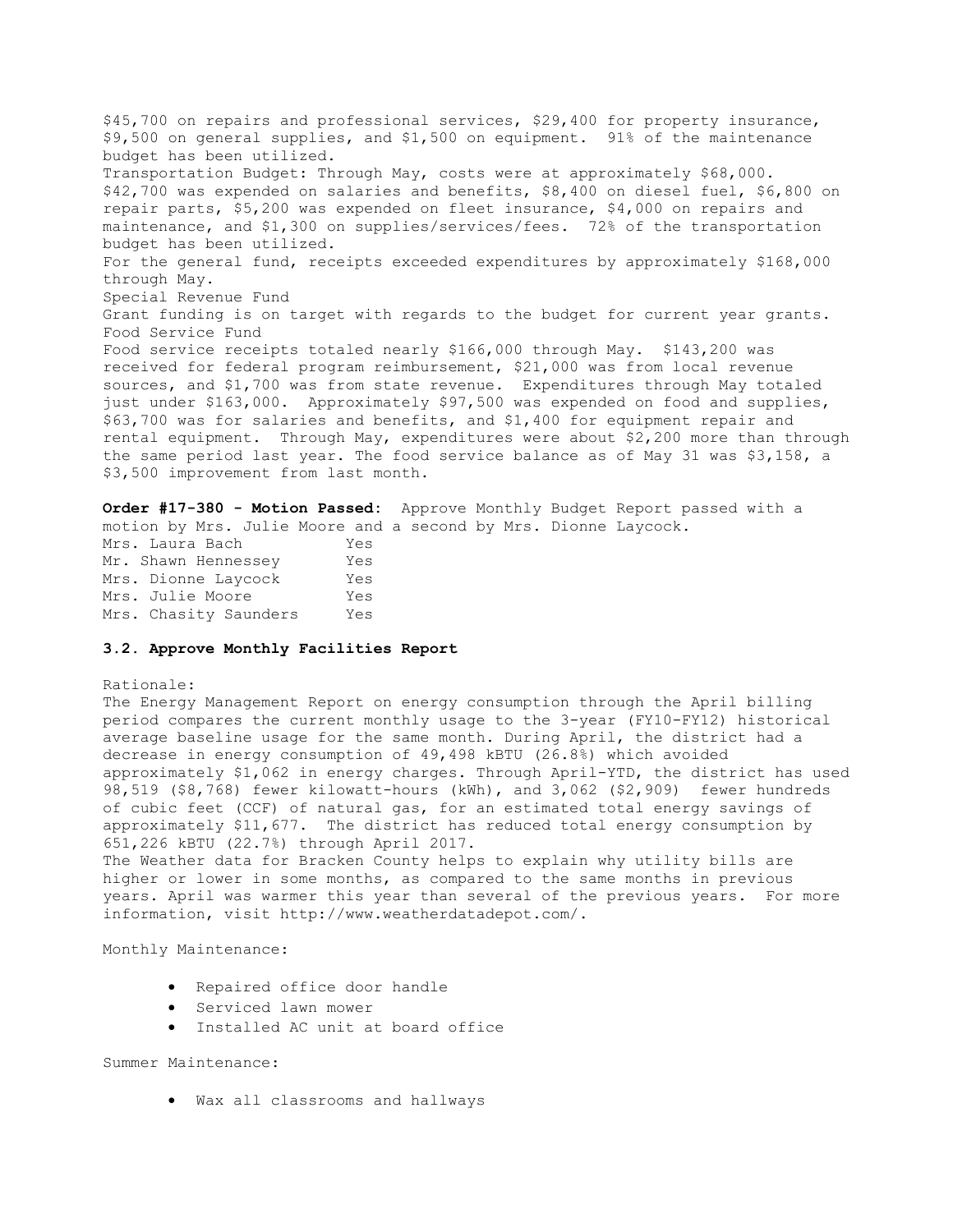$45,700 on repairs and professional services, $29,400 for property insurance, $9,500 on general supplies, and $1,500 on equipment. 91% of the maintenance budget has been utilized.

Transportation Budget: Through May, costs were at approximately $68,000. $42,700 was expended on salaries and benefits, $8,400 on diesel fuel, $6,800 on repair parts, $5,200 was expended on fleet insurance, $4,000 on repairs and maintenance, and $1,300 on supplies/services/fees. 72% of the transportation budget has been utilized.

For the general fund, receipts exceeded expenditures by approximately $168,000 through May.

Special Revenue Fund

Grant funding is on target with regards to the budget for current year grants.

Food Service Fund

Food service receipts totaled nearly $166,000 through May. $143,200 was received for federal program reimbursement, $21,000 was from local revenue sources, and $1,700 was from state revenue. Expenditures through May totaled just under $163,000. Approximately $97,500 was expended on food and supplies, $63,700 was for salaries and benefits, and $1,400 for equipment repair and rental equipment. Through May, expenditures were about $2,200 more than through the same period last year. The food service balance as of May 31 was $3,158, a $3,500 improvement from last month.

**Order #17-380 - Motion Passed:** Approve Monthly Budget Report passed with a motion by Mrs. Julie Moore and a second by Mrs. Dionne Laycock.

| | |
|---|---|
| Mrs. Laura Bach | Yes |
| Mr. Shawn Hennessey | Yes |
| Mrs. Dionne Laycock | Yes |
| Mrs. Julie Moore | Yes |
| Mrs. Chasity Saunders | Yes |

### 3.2. Approve Monthly Facilities Report

Rationale:

The Energy Management Report on energy consumption through the April billing period compares the current monthly usage to the 3-year (FY10-FY12) historical average baseline usage for the same month. During April, the district had a decrease in energy consumption of 49,498 kBTU (26.8%) which avoided approximately $1,062 in energy charges. Through April-YTD, the district has used 98,519 ($8,768) fewer kilowatt-hours (kWh), and 3,062 ($2,909) fewer hundreds of cubic feet (CCF) of natural gas, for an estimated total energy savings of approximately $11,677. The district has reduced total energy consumption by 651,226 kBTU (22.7%) through April 2017.

The Weather data for Bracken County helps to explain why utility bills are higher or lower in some months, as compared to the same months in previous years. April was warmer this year than several of the previous years. For more information, visit http://www.weatherdatadepot.com/.

Monthly Maintenance:

- Repaired office door handle
- Serviced lawn mower
- Installed AC unit at board office

Summer Maintenance:

- Wax all classrooms and hallways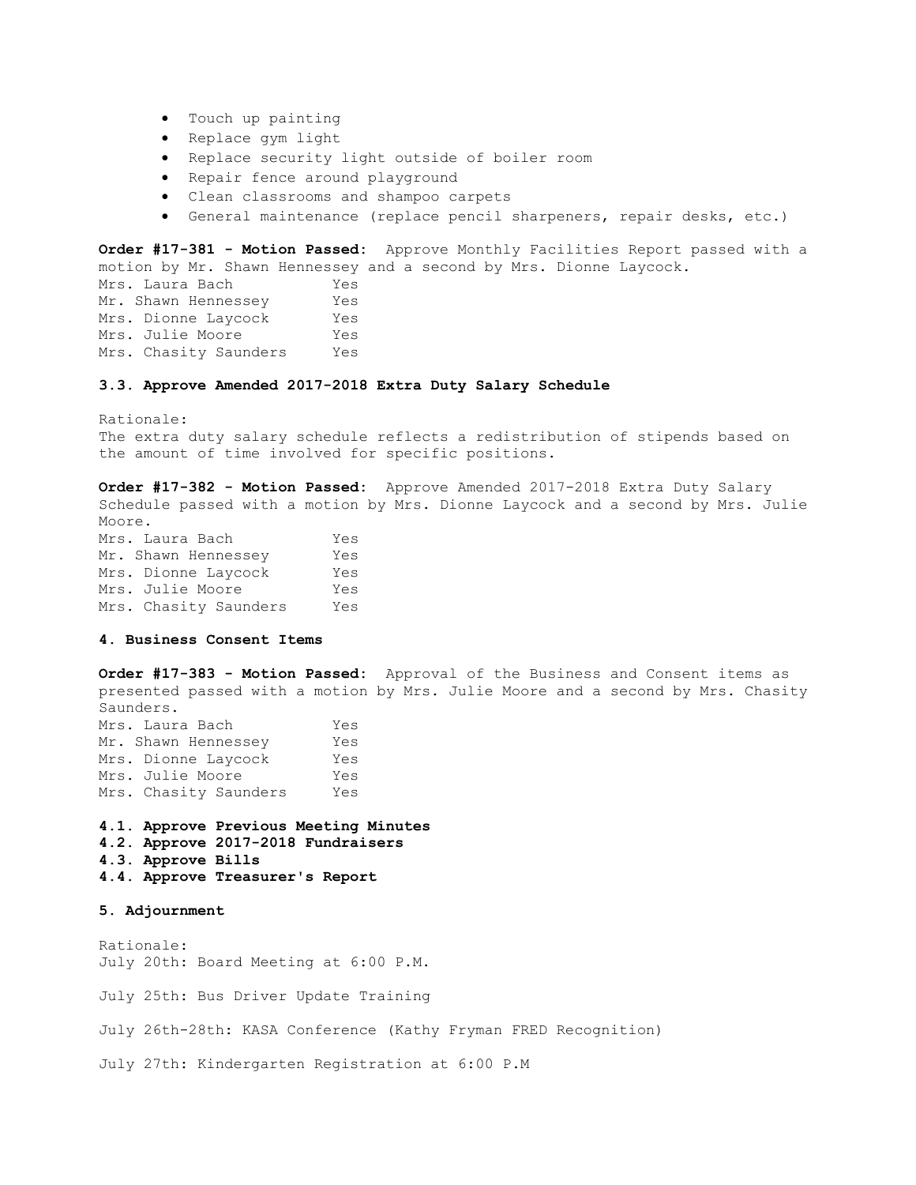- Touch up painting
- Replace gym light
- Replace security light outside of boiler room
- Repair fence around playground
- Clean classrooms and shampoo carpets
- General maintenance (replace pencil sharpeners, repair desks, etc.)

**Order #17-381 - Motion Passed:** Approve Monthly Facilities Report passed with a motion by Mr. Shawn Hennessey and a second by Mrs. Dionne Laycock.

| | |
|---|---|
| Mrs. Laura Bach | Yes |
| Mr. Shawn Hennessey | Yes |
| Mrs. Dionne Laycock | Yes |
| Mrs. Julie Moore | Yes |
| Mrs. Chasity Saunders | Yes |

**3.3. Approve Amended 2017-2018 Extra Duty Salary Schedule**

Rationale:
The extra duty salary schedule reflects a redistribution of stipends based on the amount of time involved for specific positions.

**Order #17-382 - Motion Passed:** Approve Amended 2017-2018 Extra Duty Salary Schedule passed with a motion by Mrs. Dionne Laycock and a second by Mrs. Julie Moore.

| | |
|---|---|
| Mrs. Laura Bach | Yes |
| Mr. Shawn Hennessey | Yes |
| Mrs. Dionne Laycock | Yes |
| Mrs. Julie Moore | Yes |
| Mrs. Chasity Saunders | Yes |

**4. Business Consent Items**

**Order #17-383 - Motion Passed:** Approval of the Business and Consent items as presented passed with a motion by Mrs. Julie Moore and a second by Mrs. Chasity Saunders.

| | |
|---|---|
| Mrs. Laura Bach | Yes |
| Mr. Shawn Hennessey | Yes |
| Mrs. Dionne Laycock | Yes |
| Mrs. Julie Moore | Yes |
| Mrs. Chasity Saunders | Yes |

**4.1. Approve Previous Meeting Minutes**
**4.2. Approve 2017-2018 Fundraisers**
**4.3. Approve Bills**
**4.4. Approve Treasurer's Report**

**5. Adjournment**

Rationale:
July 20th: Board Meeting at 6:00 P.M.

July 25th: Bus Driver Update Training

July 26th-28th: KASA Conference (Kathy Fryman FRED Recognition)

July 27th: Kindergarten Registration at 6:00 P.M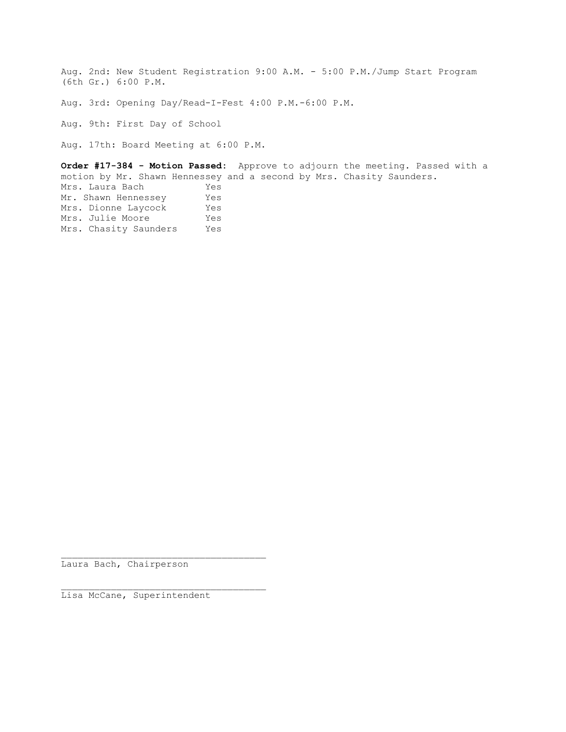Aug. 2nd: New Student Registration 9:00 A.M. - 5:00 P.M./Jump Start Program (6th Gr.) 6:00 P.M.

Aug. 3rd: Opening Day/Read-I-Fest 4:00 P.M.-6:00 P.M.

Aug. 9th: First Day of School

Aug. 17th: Board Meeting at 6:00 P.M.

**Order #17-384 - Motion Passed**: Approve to adjourn the meeting. Passed with a motion by Mr. Shawn Hennessey and a second by Mrs. Chasity Saunders.

| | |
|---|---|
| Mrs. Laura Bach | Yes |
| Mr. Shawn Hennessey | Yes |
| Mrs. Dionne Laycock | Yes |
| Mrs. Julie Moore | Yes |
| Mrs. Chasity Saunders | Yes |

_____________________________________
Laura Bach, Chairperson

_____________________________________
Lisa McCane, Superintendent